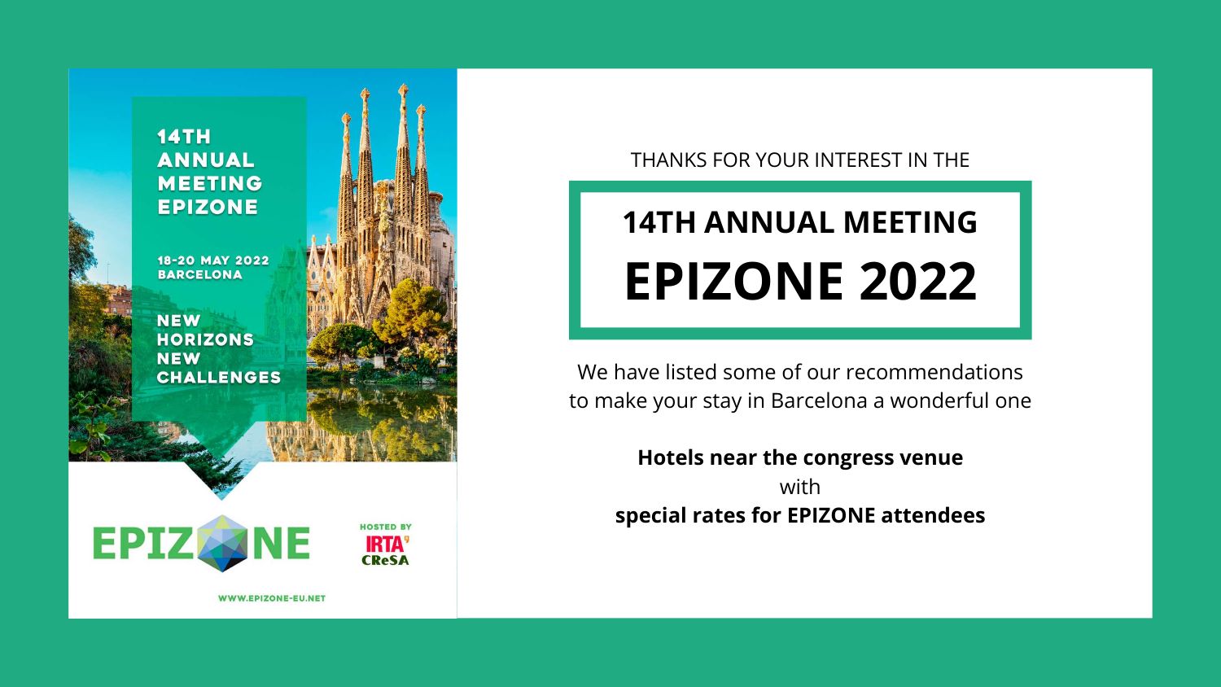14TH
ANNUAL
MEETING
EPIZONE

18-20 MAY 2022
BARCELONA

NEW
HORIZONS
NEW
CHALLENGES

EPIZONE

HOSTED BY
IRTA
CReSA

WWW.EPIZONE-EU.NET

THANKS FOR YOUR INTEREST IN THE

# 14TH ANNUAL MEETING

# EPIZONE 2022

We have listed some of our recommendations to make your stay in Barcelona a wonderful one

**Hotels near the congress venue**
with
**special rates for EPIZONE attendees**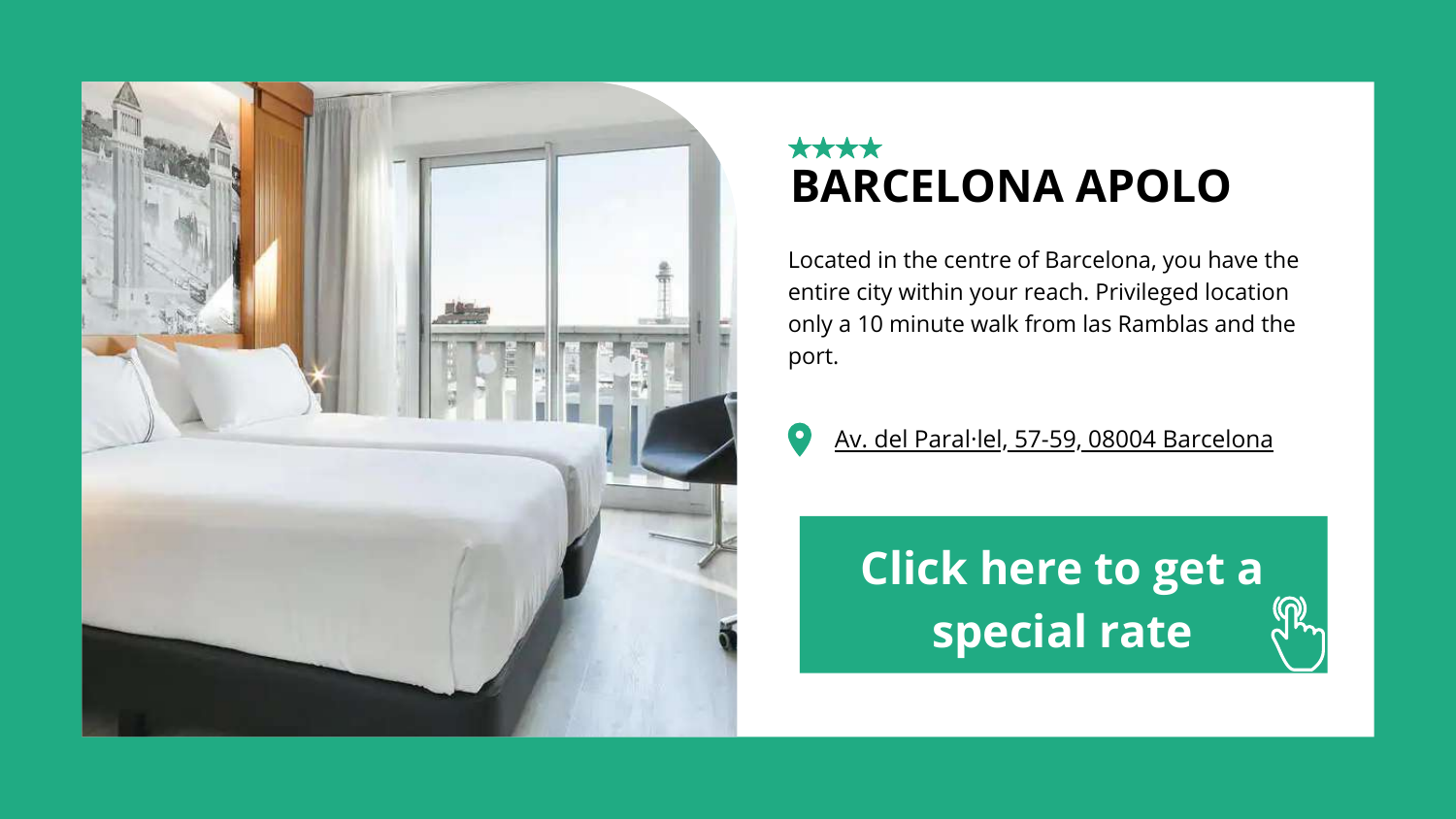★★★★

# BARCELONA APOLO

Located in the centre of Barcelona, you have the entire city within your reach. Privileged location only a 10 minute walk from las Ramblas and the port.

Av. del Paral·lel, 57-59, 08004 Barcelona

**Click here to get a special rate**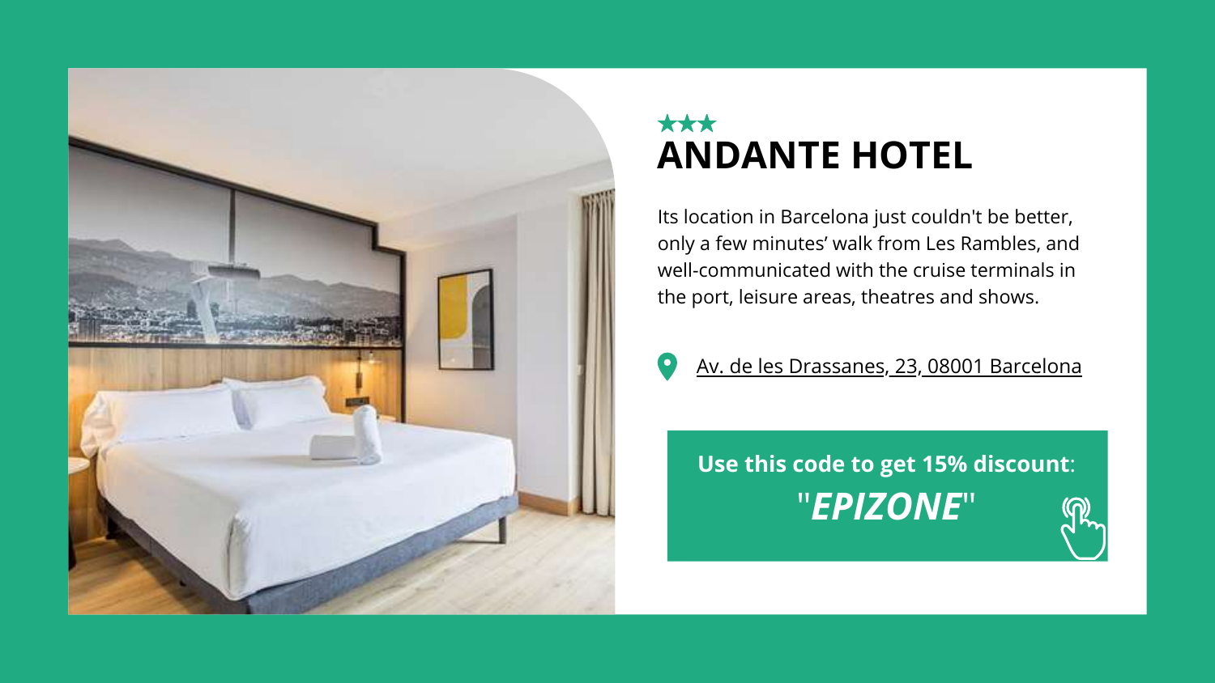★★★

# ANDANTE HOTEL

Its location in Barcelona just couldn't be better, only a few minutes' walk from Les Rambles, and well-communicated with the cruise terminals in the port, leisure areas, theatres and shows.

Av. de les Drassanes, 23, 08001 Barcelona

**Use this code to get 15% discount**:

"***EPIZONE***"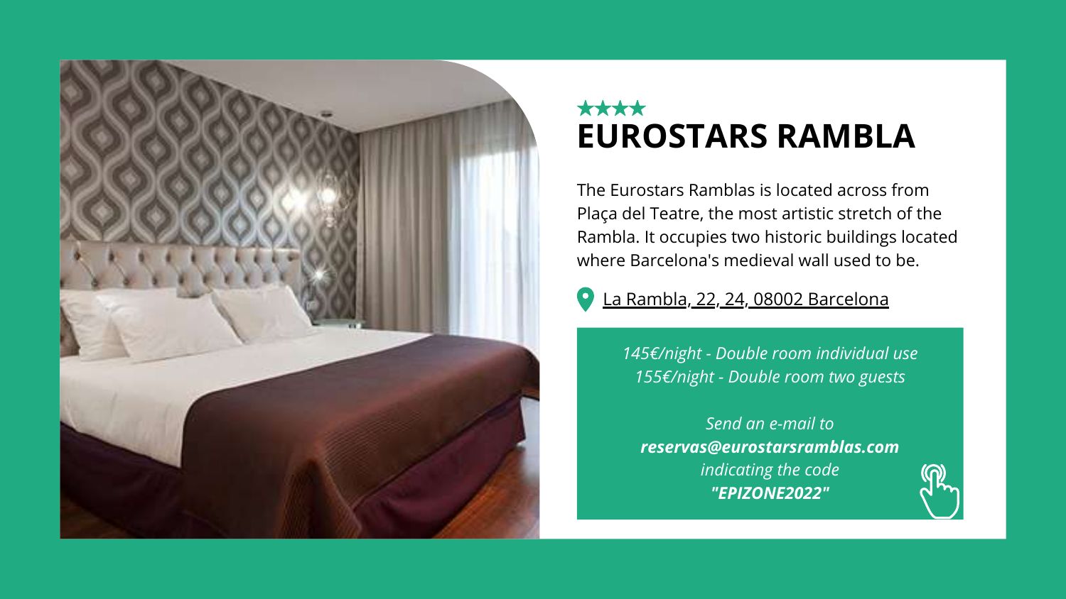★★★★

# EUROSTARS RAMBLA

The Eurostars Ramblas is located across from Plaça del Teatre, the most artistic stretch of the Rambla. It occupies two historic buildings located where Barcelona's medieval wall used to be.

La Rambla, 22, 24, 08002 Barcelona

*145€/night - Double room individual use*
*155€/night - Double room two guests*

*Send an e-mail to*
***reservas@eurostarsramblas.com***
*indicating the code*
***"EPIZONE2022"***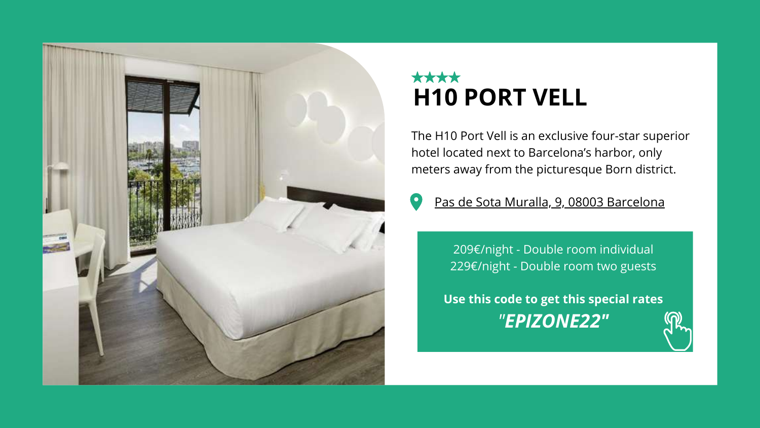★★★★

# H10 PORT VELL

The H10 Port Vell is an exclusive four-star superior hotel located next to Barcelona's harbor, only meters away from the picturesque Born district.

Pas de Sota Muralla, 9, 08003 Barcelona

209€/night - Double room individual
229€/night - Double room two guests

**Use this code to get this special rates**
***"EPIZONE22"***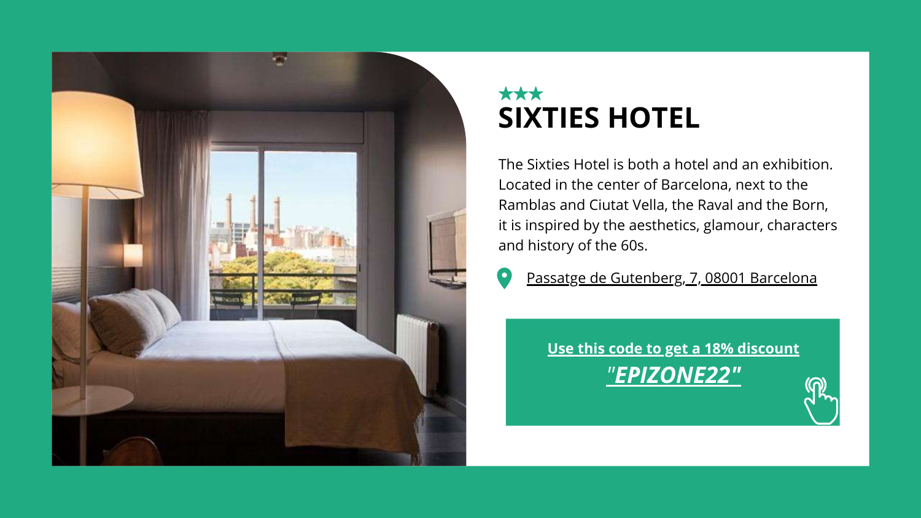★★★

# SIXTIES HOTEL

The Sixties Hotel is both a hotel and an exhibition. Located in the center of Barcelona, next to the Ramblas and Ciutat Vella, the Raval and the Born, it is inspired by the aesthetics, glamour, characters and history of the 60s.

Passatge de Gutenberg, 7, 08001 Barcelona

**Use this code to get a 18% discount**

***"EPIZONE22"***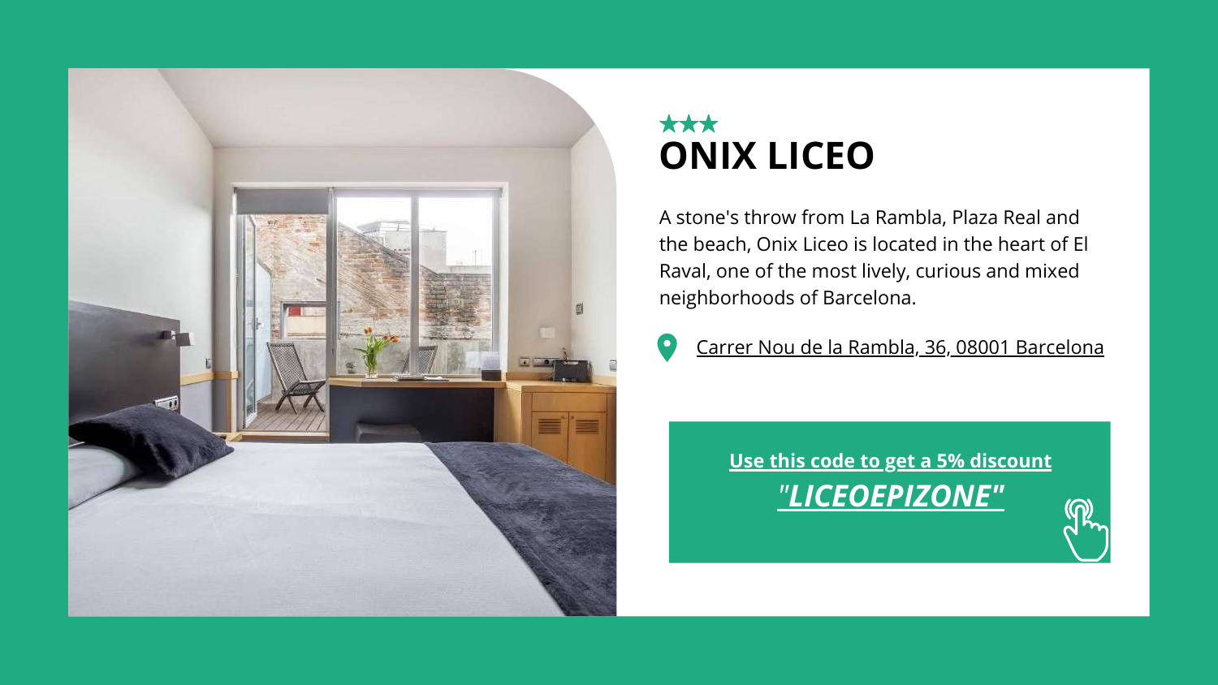★★★

# ONIX LICEO

A stone's throw from La Rambla, Plaza Real and the beach, Onix Liceo is located in the heart of El Raval, one of the most lively, curious and mixed neighborhoods of Barcelona.

Carrer Nou de la Rambla, 36, 08001 Barcelona

**Use this code to get a 5% discount**

***"LICEOEPIZONE"***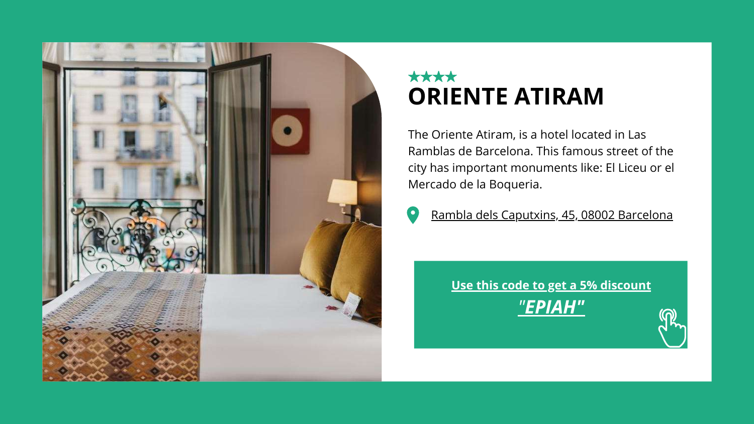★★★★

# ORIENTE ATIRAM

The Oriente Atiram, is a hotel located in Las Ramblas de Barcelona. This famous street of the city has important monuments like: El Liceu or el Mercado de la Boqueria.

Rambla dels Caputxins, 45, 08002 Barcelona

**Use this code to get a 5% discount**

***"EPIAH"***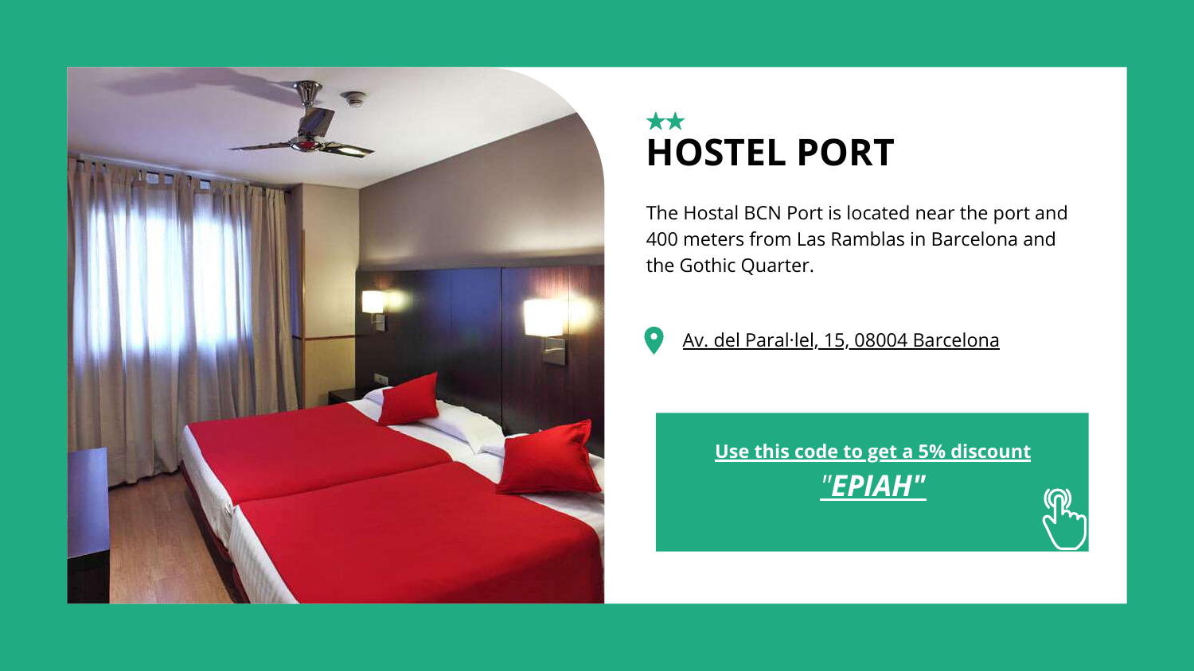★★

# HOSTEL PORT

The Hostal BCN Port is located near the port and 400 meters from Las Ramblas in Barcelona and the Gothic Quarter.

Av. del Paral·lel, 15, 08004 Barcelona

**Use this code to get a 5% discount**

***"EPIAH"***